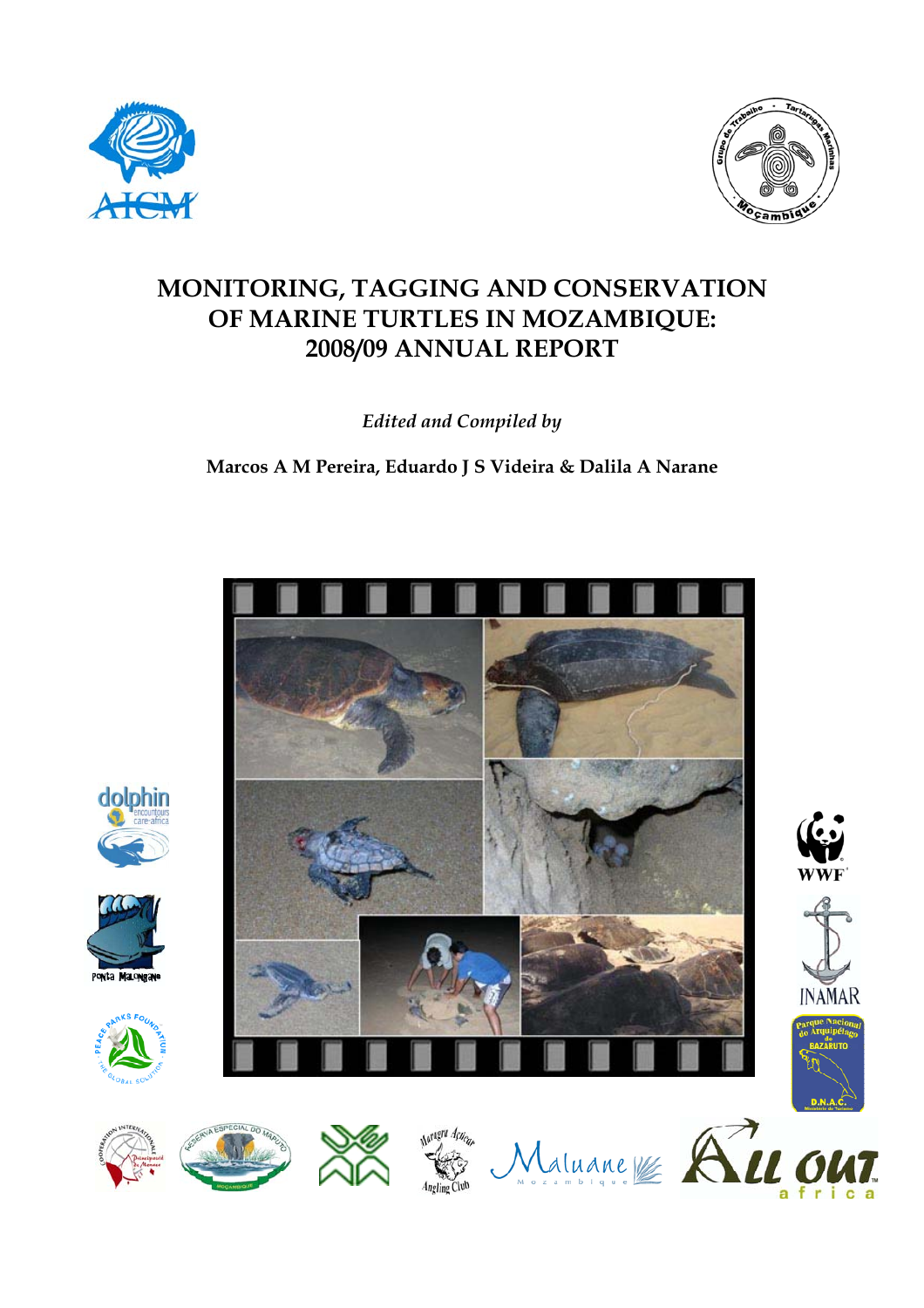# MONITORING, TAGGING AND CONSERVATION OF MARINE TURTLES IN MOZAMBIQUE: 2008/09 ANNUAL REPORT

*Edited and Compiled by*

**Marcos A M Pereira, Eduardo J S Videira & Dalila A Narane**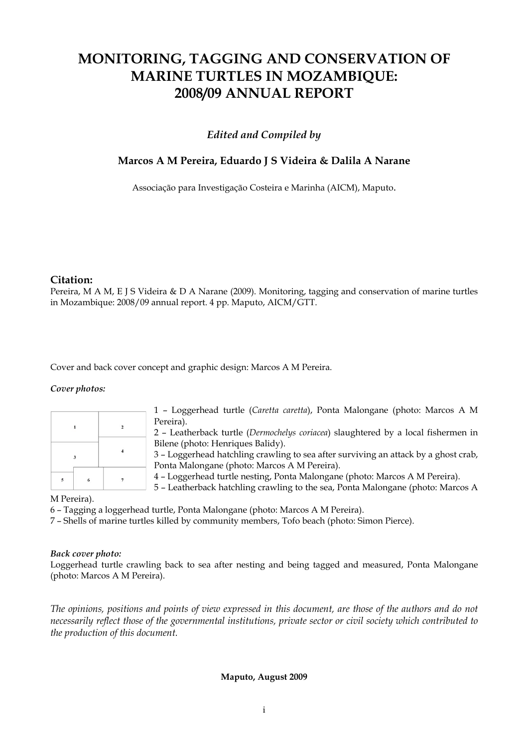# MONITORING, TAGGING AND CONSERVATION OF MARINE TURTLES IN MOZAMBIQUE: 2008/09 ANNUAL REPORT

*Edited and Compiled by*

**Marcos A M Pereira, Eduardo J S Videira & Dalila A Narane**

Associação para Investigação Costeira e Marinha (AICM), Maputo.

## Citation:

Pereira, M A M, E J S Videira & D A Narane (2009). Monitoring, tagging and conservation of marine turtles in Mozambique: 2008/09 annual report. 4 pp. Maputo, AICM/GTT.

Cover and back cover concept and graphic design: Marcos A M Pereira.

***Cover photos:***

| | | |
|---|---|---|
| 1 | | 2 |
| 3 | | 4 |
| 5 | 6 | 7 |

1 – Loggerhead turtle (*Caretta caretta*), Ponta Malongane (photo: Marcos A M Pereira).
2 – Leatherback turtle (*Dermochelys coriacea*) slaughtered by a local fishermen in Bilene (photo: Henriques Balidy).
3 – Loggerhead hatchling crawling to sea after surviving an attack by a ghost crab, Ponta Malongane (photo: Marcos A M Pereira).
4 – Loggerhead turtle nesting, Ponta Malongane (photo: Marcos A M Pereira).
5 – Leatherback hatchling crawling to the sea, Ponta Malongane (photo: Marcos A M Pereira).
6 – Tagging a loggerhead turtle, Ponta Malongane (photo: Marcos A M Pereira).
7 – Shells of marine turtles killed by community members, Tofo beach (photo: Simon Pierce).

***Back cover photo:***

Loggerhead turtle crawling back to sea after nesting and being tagged and measured, Ponta Malongane (photo: Marcos A M Pereira).

*The opinions, positions and points of view expressed in this document, are those of the authors and do not necessarily reflect those of the governmental institutions, private sector or civil society which contributed to the production of this document.*

**Maputo, August 2009**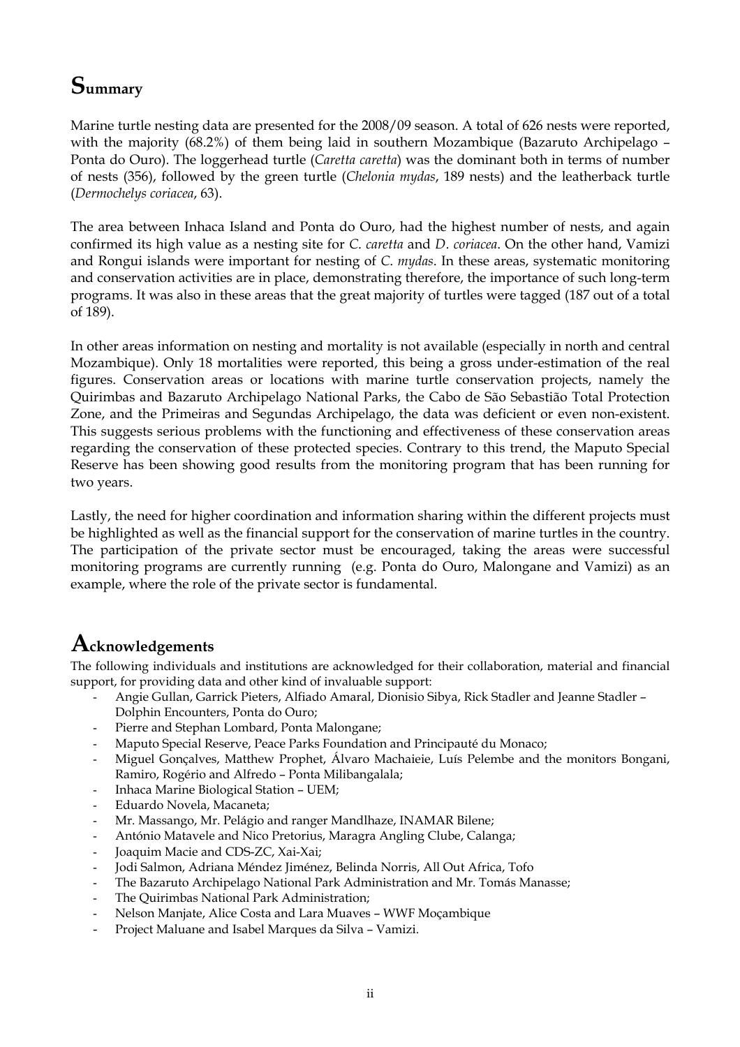# Summary

Marine turtle nesting data are presented for the 2008/09 season. A total of 626 nests were reported, with the majority (68.2%) of them being laid in southern Mozambique (Bazaruto Archipelago – Ponta do Ouro). The loggerhead turtle (*Caretta caretta*) was the dominant both in terms of number of nests (356), followed by the green turtle (*Chelonia mydas*, 189 nests) and the leatherback turtle (*Dermochelys coriacea*, 63).

The area between Inhaca Island and Ponta do Ouro, had the highest number of nests, and again confirmed its high value as a nesting site for *C. caretta* and *D. coriacea*. On the other hand, Vamizi and Rongui islands were important for nesting of *C. mydas*. In these areas, systematic monitoring and conservation activities are in place, demonstrating therefore, the importance of such long-term programs. It was also in these areas that the great majority of turtles were tagged (187 out of a total of 189).

In other areas information on nesting and mortality is not available (especially in north and central Mozambique). Only 18 mortalities were reported, this being a gross under-estimation of the real figures. Conservation areas or locations with marine turtle conservation projects, namely the Quirimbas and Bazaruto Archipelago National Parks, the Cabo de São Sebastião Total Protection Zone, and the Primeiras and Segundas Archipelago, the data was deficient or even non-existent. This suggests serious problems with the functioning and effectiveness of these conservation areas regarding the conservation of these protected species. Contrary to this trend, the Maputo Special Reserve has been showing good results from the monitoring program that has been running for two years.

Lastly, the need for higher coordination and information sharing within the different projects must be highlighted as well as the financial support for the conservation of marine turtles in the country. The participation of the private sector must be encouraged, taking the areas were successful monitoring programs are currently running (e.g. Ponta do Ouro, Malongane and Vamizi) as an example, where the role of the private sector is fundamental.

# Acknowledgements

The following individuals and institutions are acknowledged for their collaboration, material and financial support, for providing data and other kind of invaluable support:

- Angie Gullan, Garrick Pieters, Alfiado Amaral, Dionisio Sibya, Rick Stadler and Jeanne Stadler – Dolphin Encounters, Ponta do Ouro;
- Pierre and Stephan Lombard, Ponta Malongane;
- Maputo Special Reserve, Peace Parks Foundation and Principauté du Monaco;
- Miguel Gonçalves, Matthew Prophet, Álvaro Machaieie, Luís Pelembe and the monitors Bongani, Ramiro, Rogério and Alfredo – Ponta Milibangalala;
- Inhaca Marine Biological Station – UEM;
- Eduardo Novela, Macaneta;
- Mr. Massango, Mr. Pelágio and ranger Mandlhaze, INAMAR Bilene;
- António Matavele and Nico Pretorius, Maragra Angling Clube, Calanga;
- Joaquim Macie and CDS-ZC, Xai-Xai;
- Jodi Salmon, Adriana Méndez Jiménez, Belinda Norris, All Out Africa, Tofo
- The Bazaruto Archipelago National Park Administration and Mr. Tomás Manasse;
- The Quirimbas National Park Administration;
- Nelson Manjate, Alice Costa and Lara Muaves – WWF Moçambique
- Project Maluane and Isabel Marques da Silva – Vamizi.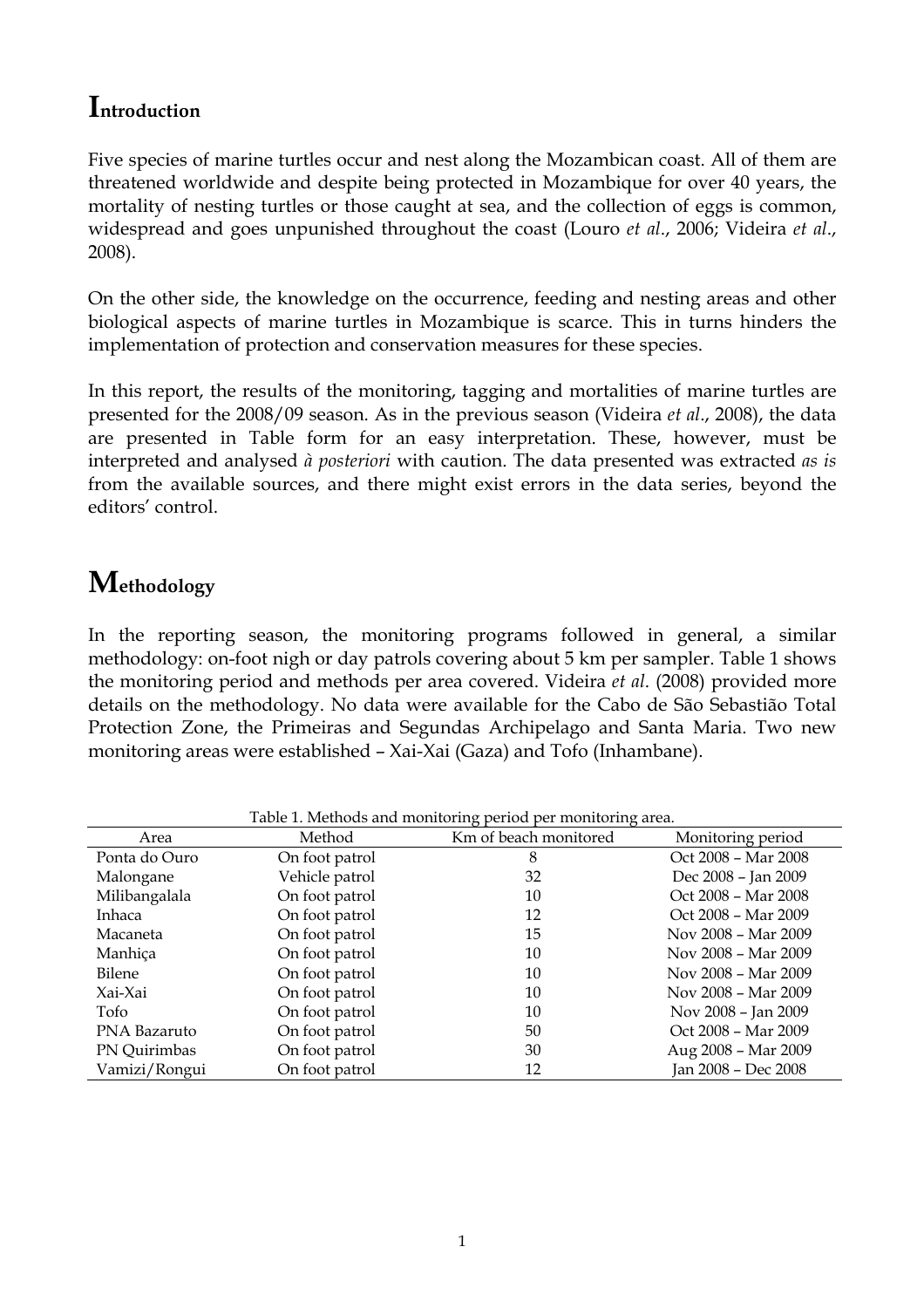# Introduction

Five species of marine turtles occur and nest along the Mozambican coast. All of them are threatened worldwide and despite being protected in Mozambique for over 40 years, the mortality of nesting turtles or those caught at sea, and the collection of eggs is common, widespread and goes unpunished throughout the coast (Louro *et al*., 2006; Videira *et al*., 2008).

On the other side, the knowledge on the occurrence, feeding and nesting areas and other biological aspects of marine turtles in Mozambique is scarce. This in turns hinders the implementation of protection and conservation measures for these species.

In this report, the results of the monitoring, tagging and mortalities of marine turtles are presented for the 2008/09 season. As in the previous season (Videira *et al*., 2008), the data are presented in Table form for an easy interpretation. These, however, must be interpreted and analysed *à posteriori* with caution. The data presented was extracted *as is* from the available sources, and there might exist errors in the data series, beyond the editors' control.

# Methodology

In the reporting season, the monitoring programs followed in general, a similar methodology: on-foot nigh or day patrols covering about 5 km per sampler. Table 1 shows the monitoring period and methods per area covered. Videira *et al*. (2008) provided more details on the methodology. No data were available for the Cabo de São Sebastião Total Protection Zone, the Primeiras and Segundas Archipelago and Santa Maria. Two new monitoring areas were established – Xai-Xai (Gaza) and Tofo (Inhambane).

Table 1. Methods and monitoring period per monitoring area.

| Area | Method | Km of beach monitored | Monitoring period |
|---|---|---|---|
| Ponta do Ouro | On foot patrol | 8 | Oct 2008 – Mar 2008 |
| Malongane | Vehicle patrol | 32 | Dec 2008 – Jan 2009 |
| Milibangalala | On foot patrol | 10 | Oct 2008 – Mar 2008 |
| Inhaca | On foot patrol | 12 | Oct 2008 – Mar 2009 |
| Macaneta | On foot patrol | 15 | Nov 2008 – Mar 2009 |
| Manhiça | On foot patrol | 10 | Nov 2008 – Mar 2009 |
| Bilene | On foot patrol | 10 | Nov 2008 – Mar 2009 |
| Xai-Xai | On foot patrol | 10 | Nov 2008 – Mar 2009 |
| Tofo | On foot patrol | 10 | Nov 2008 – Jan 2009 |
| PNA Bazaruto | On foot patrol | 50 | Oct 2008 – Mar 2009 |
| PN Quirimbas | On foot patrol | 30 | Aug 2008 – Mar 2009 |
| Vamizi/Rongui | On foot patrol | 12 | Jan 2008 – Dec 2008 |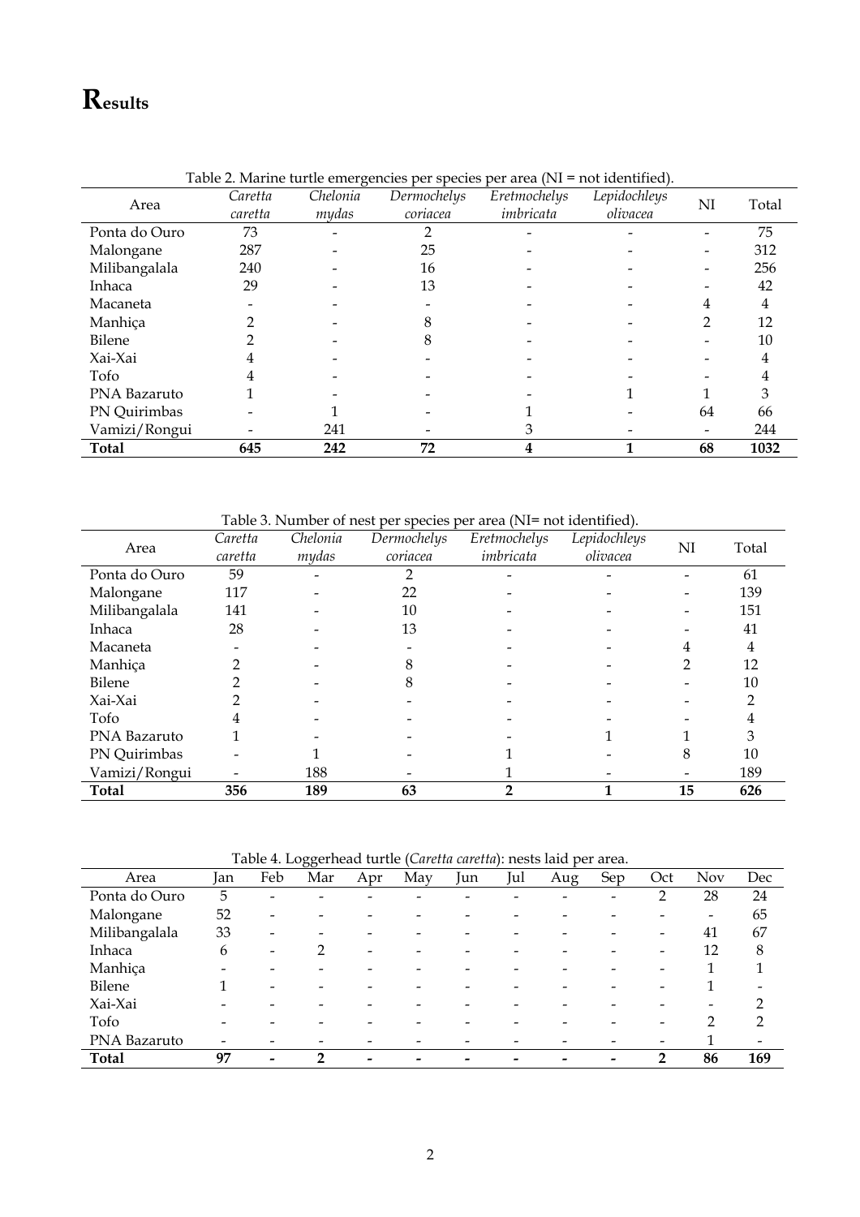# Results

Table 2. Marine turtle emergencies per species per area (NI = not identified).

| Area | *Caretta caretta* | *Chelonia mydas* | *Dermochelys coriacea* | *Eretmochelys imbricata* | *Lepidochleys olivacea* | NI | Total |
|---|---|---|---|---|---|---|---|
| Ponta do Ouro | 73 | - | 2 | - | - | - | 75 |
| Malongane | 287 | - | 25 | - | - | - | 312 |
| Milibangalala | 240 | - | 16 | - | - | - | 256 |
| Inhaca | 29 | - | 13 | - | - | - | 42 |
| Macaneta | - | - | - | - | - | 4 | 4 |
| Manhiça | 2 | - | 8 | - | - | 2 | 12 |
| Bilene | 2 | - | 8 | - | - | - | 10 |
| Xai-Xai | 4 | - | - | - | - | - | 4 |
| Tofo | 4 | - | - | - | - | - | 4 |
| PNA Bazaruto | 1 | - | - | - | 1 | 1 | 3 |
| PN Quirimbas | - | 1 | - | 1 | - | 64 | 66 |
| Vamizi/Rongui | - | 241 | - | 3 | - | - | 244 |
| **Total** | **645** | **242** | **72** | **4** | **1** | **68** | **1032** |

Table 3. Number of nest per species per area (NI= not identified).

| Area | *Caretta caretta* | *Chelonia mydas* | *Dermochelys coriacea* | *Eretmochelys imbricata* | *Lepidochleys olivacea* | NI | Total |
|---|---|---|---|---|---|---|---|
| Ponta do Ouro | 59 | - | 2 | - | - | - | 61 |
| Malongane | 117 | - | 22 | - | - | - | 139 |
| Milibangalala | 141 | - | 10 | - | - | - | 151 |
| Inhaca | 28 | - | 13 | - | - | - | 41 |
| Macaneta | - | - | - | - | - | 4 | 4 |
| Manhiça | 2 | - | 8 | - | - | 2 | 12 |
| Bilene | 2 | - | 8 | - | - | - | 10 |
| Xai-Xai | 2 | - | - | - | - | - | 2 |
| Tofo | 4 | - | - | - | - | - | 4 |
| PNA Bazaruto | 1 | - | - | - | 1 | 1 | 3 |
| PN Quirimbas | - | 1 | - | 1 | - | 8 | 10 |
| Vamizi/Rongui | - | 188 | - | 1 | - | - | 189 |
| **Total** | **356** | **189** | **63** | **2** | **1** | **15** | **626** |

Table 4. Loggerhead turtle (*Caretta caretta*): nests laid per area.

| Area | Jan | Feb | Mar | Apr | May | Jun | Jul | Aug | Sep | Oct | Nov | Dec |
|---|---|---|---|---|---|---|---|---|---|---|---|---|
| Ponta do Ouro | 5 | - | - | - | - | - | - | - | - | 2 | 28 | 24 |
| Malongane | 52 | - | - | - | - | - | - | - | - | - | - | 65 |
| Milibangalala | 33 | - | - | - | - | - | - | - | - | - | 41 | 67 |
| Inhaca | 6 | - | 2 | - | - | - | - | - | - | - | 12 | 8 |
| Manhiça | - | - | - | - | - | - | - | - | - | - | 1 | 1 |
| Bilene | 1 | - | - | - | - | - | - | - | - | - | 1 | - |
| Xai-Xai | - | - | - | - | - | - | - | - | - | - | - | 2 |
| Tofo | - | - | - | - | - | - | - | - | - | - | 2 | 2 |
| PNA Bazaruto | - | - | - | - | - | - | - | - | - | - | 1 | - |
| **Total** | **97** | **-** | **2** | **-** | **-** | **-** | **-** | **-** | **-** | **2** | **86** | **169** |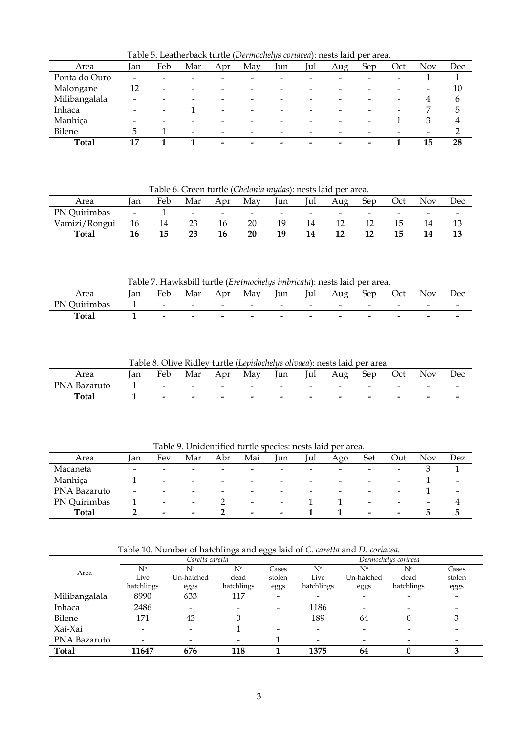Table 5. Leatherback turtle (*Dermochelys coriacea*): nests laid per area.

| Area | Jan | Feb | Mar | Apr | May | Jun | Jul | Aug | Sep | Oct | Nov | Dec |
|---|---|---|---|---|---|---|---|---|---|---|---|---|
| Ponta do Ouro | - | - | - | - | - | - | - | - | - | - | 1 | 1 |
| Malongane | 12 | - | - | - | - | - | - | - | - | - | - | 10 |
| Milibangalala | - | - | - | - | - | - | - | - | - | - | 4 | 6 |
| Inhaca | - | - | 1 | - | - | - | - | - | - | - | 7 | 5 |
| Manhiça | - | - | - | - | - | - | - | - | - | 1 | 3 | 4 |
| Bilene | 5 | 1 | - | - | - | - | - | - | - | - | - | 2 |
| **Total** | **17** | **1** | **1** | **-** | **-** | **-** | **-** | **-** | **-** | **1** | **15** | **28** |

Table 6. Green turtle (*Chelonia mydas*): nests laid per area.

| Area | Jan | Feb | Mar | Apr | May | Jun | Jul | Aug | Sep | Oct | Nov | Dec |
|---|---|---|---|---|---|---|---|---|---|---|---|---|
| PN Quirimbas | - | 1 | - | - | - | - | - | - | - | - | - | - |
| Vamizi/Rongui | 16 | 14 | 23 | 16 | 20 | 19 | 14 | 12 | 12 | 15 | 14 | 13 |
| **Total** | **16** | **15** | **23** | **16** | **20** | **19** | **14** | **12** | **12** | **15** | **14** | **13** |

Table 7. Hawksbill turtle (*Eretmochelys imbricata*): nests laid per area.

| Area | Jan | Feb | Mar | Apr | May | Jun | Jul | Aug | Sep | Oct | Nov | Dec |
|---|---|---|---|---|---|---|---|---|---|---|---|---|
| PN Quirimbas | 1 | - | - | - | - | - | - | - | - | - | - | - |
| **Total** | **1** | **-** | **-** | **-** | **-** | **-** | **-** | **-** | **-** | **-** | **-** | **-** |

Table 8. Olive Ridley turtle (*Lepidochelys olivaea*): nests laid per area.

| Area | Jan | Feb | Mar | Apr | May | Jun | Jul | Aug | Sep | Oct | Nov | Dec |
|---|---|---|---|---|---|---|---|---|---|---|---|---|
| PNA Bazaruto | 1 | - | - | - | - | - | - | - | - | - | - | - |
| **Total** | **1** | **-** | **-** | **-** | **-** | **-** | **-** | **-** | **-** | **-** | **-** | **-** |

Table 9. Unidentified turtle species: nests laid per area.

| Area | Jan | Fev | Mar | Abr | Mai | Jun | Jul | Ago | Set | Out | Nov | Dez |
|---|---|---|---|---|---|---|---|---|---|---|---|---|
| Macaneta | - | - | - | - | - | - | - | - | - | - | 3 | 1 |
| Manhiça | 1 | - | - | - | - | - | - | - | - | - | 1 | - |
| PNA Bazaruto | - | - | - | - | - | - | - | - | - | - | 1 | - |
| PN Quirimbas | 1 | - | - | 2 | - | - | 1 | 1 | - | - | - | 4 |
| **Total** | **2** | **-** | **-** | **2** | **-** | **-** | **1** | **1** | **-** | **-** | **5** | **5** |

Table 10. Number of hatchlings and eggs laid of *C. caretta* and *D. coriacea*.

| Area | *Caretta caretta* | | | | *Dermochelys coriacea* | | | |
|---|---|---|---|---|---|---|---|---|
| | Nº Live hatchlings | Nº Un-hatched eggs | Nº dead hatchlings | Cases stolen eggs | Nº Live hatchlings | Nº Un-hatched eggs | Nº dead hatchlings | Cases stolen eggs |
| Milibangalala | 8990 | 633 | 117 | - | - | - | - | - |
| Inhaca | 2486 | - | - | - | 1186 | - | - | - |
| Bilene | 171 | 43 | 0 | | 189 | 64 | 0 | 3 |
| Xai-Xai | - | - | 1 | - | - | - | - | - |
| PNA Bazaruto | - | - | - | 1 | - | - | - | - |
| **Total** | **11647** | **676** | **118** | **1** | **1375** | **64** | **0** | **3** |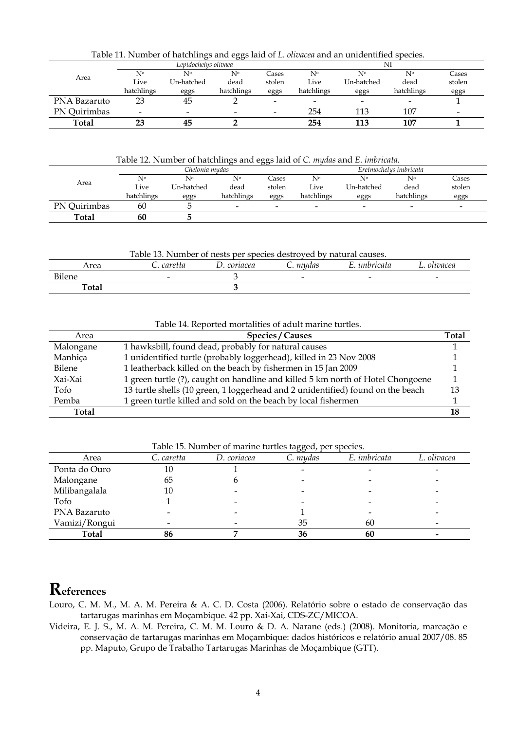Table 11. Number of hatchlings and eggs laid of *L. olivacea* and an unidentified species.

| Area | *Lepidochelys olivaea* | | | | NI | | | |
|---|---|---|---|---|---|---|---|---|
| | Nº Live hatchlings | Nº Un-hatched eggs | Nº dead hatchlings | Cases stolen eggs | Nº Live hatchlings | Nº Un-hatched eggs | Nº dead hatchlings | Cases stolen eggs |
| PNA Bazaruto | 23 | 45 | 2 | - | - | - | - | 1 |
| PN Quirimbas | - | - | - | - | 254 | 113 | 107 | - |
| **Total** | **23** | **45** | **2** | | **254** | **113** | **107** | **1** |

Table 12. Number of hatchlings and eggs laid of *C. mydas* and *E. imbricata*.

| Area | *Chelonia mydas* | | | | *Eretmochelys imbricata* | | | |
|---|---|---|---|---|---|---|---|---|
| | Nº Live hatchlings | Nº Un-hatched eggs | Nº dead hatchlings | Cases stolen eggs | Nº Live hatchlings | Nº Un-hatched eggs | Nº dead hatchlings | Cases stolen eggs |
| PN Quirimbas | 60 | 5 | - | - | - | - | - | - |
| **Total** | **60** | **5** | | | | | | |

Table 13. Number of nests per species destroyed by natural causes.

| Area | *C. caretta* | *D. coriacea* | *C. mydas* | *E. imbricata* | *L. olivacea* |
|---|---|---|---|---|---|
| Bilene | - | 3 | - | - | - |
| **Total** | | **3** | | | |

Table 14. Reported mortalities of adult marine turtles.

| Area | **Species / Causes** | **Total** |
|---|---|---|
| Malongane | 1 hawksbill, found dead, probably for natural causes | 1 |
| Manhiça | 1 unidentified turtle (probably loggerhead), killed in 23 Nov 2008 | 1 |
| Bilene | 1 leatherback killed on the beach by fishermen in 15 Jan 2009 | 1 |
| Xai-Xai | 1 green turtle (?), caught on handline and killed 5 km north of Hotel Chongoene | 1 |
| Tofo | 13 turtle shells (10 green, 1 loggerhead and 2 unidentified) found on the beach | 13 |
| Pemba | 1 green turtle killed and sold on the beach by local fishermen | 1 |
| **Total** | | **18** |

Table 15. Number of marine turtles tagged, per species.

| Area | *C. caretta* | *D. coriacea* | *C. mydas* | *E. imbricata* | *L. olivacea* |
|---|---|---|---|---|---|
| Ponta do Ouro | 10 | 1 | - | - | - |
| Malongane | 65 | 6 | - | - | - |
| Milibangalala | 10 | - | - | - | - |
| Tofo | 1 | - | - | - | - |
| PNA Bazaruto | - | - | 1 | - | - |
| Vamizi/Rongui | - | - | 35 | 60 | - |
| **Total** | **86** | **7** | **36** | **60** | **-** |

# References

Louro, C. M. M., M. A. M. Pereira & A. C. D. Costa (2006). Relatório sobre o estado de conservação das tartarugas marinhas em Moçambique. 42 pp. Xai-Xai, CDS-ZC/MICOA.

Videira, E. J. S., M. A. M. Pereira, C. M. M. Louro & D. A. Narane (eds.) (2008). Monitoria, marcação e conservação de tartarugas marinhas em Moçambique: dados históricos e relatório anual 2007/08. 85 pp. Maputo, Grupo de Trabalho Tartarugas Marinhas de Moçambique (GTT).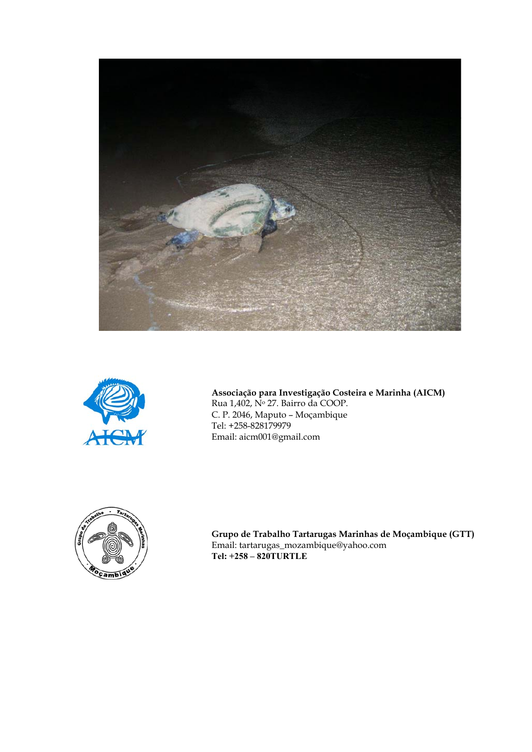**Associação para Investigação Costeira e Marinha (AICM)**
Rua 1,402, Nº 27. Bairro da COOP.
C. P. 2046, Maputo – Moçambique
Tel: +258-828179979
Email: aicm001@gmail.com

**Grupo de Trabalho Tartarugas Marinhas de Moçambique (GTT)**
Email: tartarugas_mozambique@yahoo.com
**Tel: +258 – 820TURTLE**